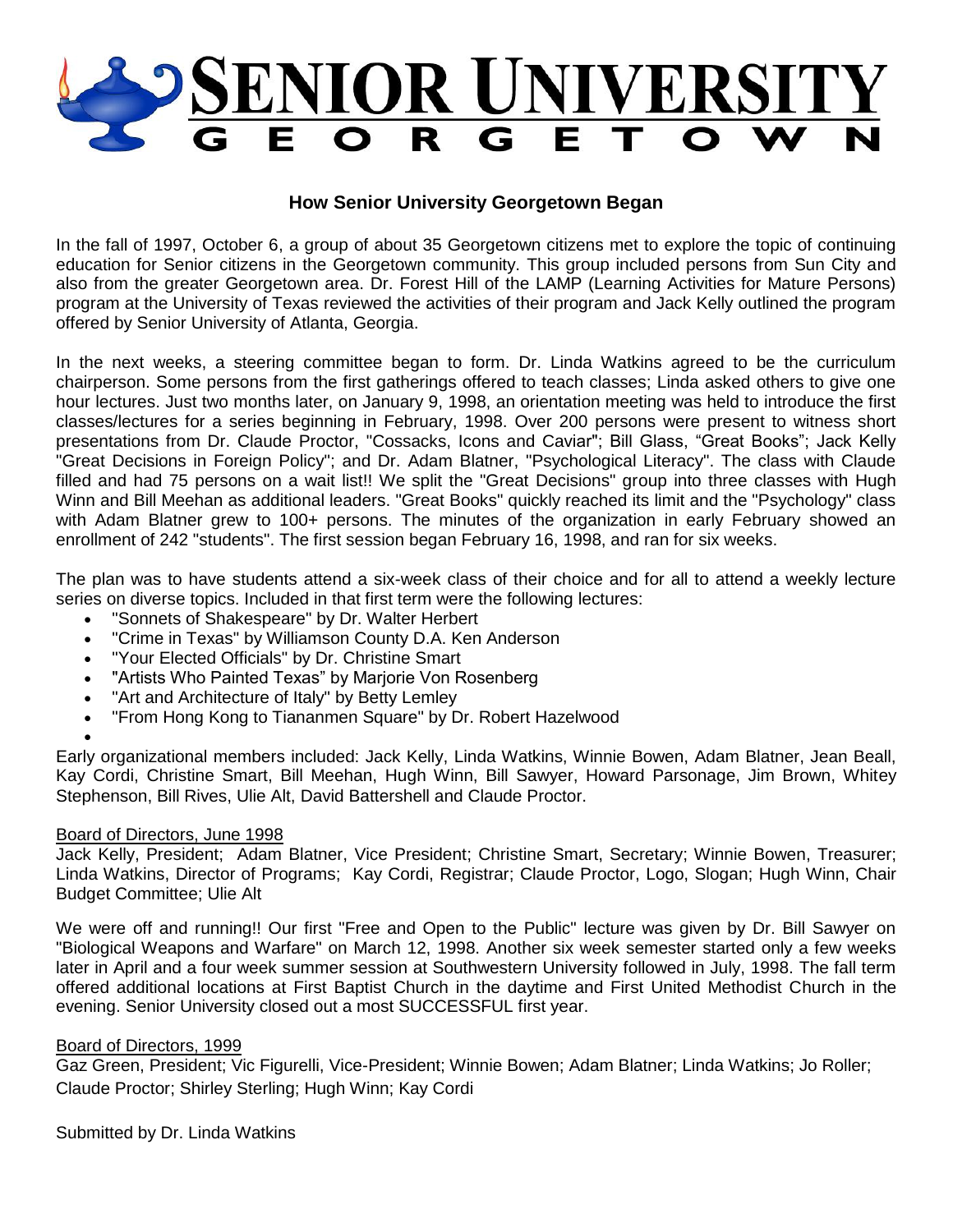# SENIOR UNIVERSITY GEORGETOWN

## How Senior University Georgetown Began

In the fall of 1997, October 6, a group of about 35 Georgetown citizens met to explore the topic of continuing education for Senior citizens in the Georgetown community. This group included persons from Sun City and also from the greater Georgetown area. Dr. Forest Hill of the LAMP (Learning Activities for Mature Persons) program at the University of Texas reviewed the activities of their program and Jack Kelly outlined the program offered by Senior University of Atlanta, Georgia.

In the next weeks, a steering committee began to form. Dr. Linda Watkins agreed to be the curriculum chairperson. Some persons from the first gatherings offered to teach classes; Linda asked others to give one hour lectures. Just two months later, on January 9, 1998, an orientation meeting was held to introduce the first classes/lectures for a series beginning in February, 1998. Over 200 persons were present to witness short presentations from Dr. Claude Proctor, "Cossacks, Icons and Caviar"; Bill Glass, "Great Books"; Jack Kelly "Great Decisions in Foreign Policy"; and Dr. Adam Blatner, "Psychological Literacy". The class with Claude filled and had 75 persons on a wait list!! We split the "Great Decisions" group into three classes with Hugh Winn and Bill Meehan as additional leaders. "Great Books" quickly reached its limit and the "Psychology" class with Adam Blatner grew to 100+ persons. The minutes of the organization in early February showed an enrollment of 242 "students". The first session began February 16, 1998, and ran for six weeks.

The plan was to have students attend a six-week class of their choice and for all to attend a weekly lecture series on diverse topics. Included in that first term were the following lectures:

- "Sonnets of Shakespeare" by Dr. Walter Herbert
- "Crime in Texas" by Williamson County D.A. Ken Anderson
- "Your Elected Officials" by Dr. Christine Smart
- "Artists Who Painted Texas" by Marjorie Von Rosenberg
- "Art and Architecture of Italy" by Betty Lemley
- "From Hong Kong to Tiananmen Square" by Dr. Robert Hazelwood

Early organizational members included: Jack Kelly, Linda Watkins, Winnie Bowen, Adam Blatner, Jean Beall, Kay Cordi, Christine Smart, Bill Meehan, Hugh Winn, Bill Sawyer, Howard Parsonage, Jim Brown, Whitey Stephenson, Bill Rives, Ulie Alt, David Battershell and Claude Proctor.

Board of Directors, June 1998

Jack Kelly, President; Adam Blatner, Vice President; Christine Smart, Secretary; Winnie Bowen, Treasurer; Linda Watkins, Director of Programs; Kay Cordi, Registrar; Claude Proctor, Logo, Slogan; Hugh Winn, Chair Budget Committee; Ulie Alt

We were off and running!! Our first "Free and Open to the Public" lecture was given by Dr. Bill Sawyer on "Biological Weapons and Warfare" on March 12, 1998. Another six week semester started only a few weeks later in April and a four week summer session at Southwestern University followed in July, 1998. The fall term offered additional locations at First Baptist Church in the daytime and First United Methodist Church in the evening. Senior University closed out a most SUCCESSFUL first year.

Board of Directors, 1999

Gaz Green, President; Vic Figurelli, Vice-President; Winnie Bowen; Adam Blatner; Linda Watkins; Jo Roller; Claude Proctor; Shirley Sterling; Hugh Winn; Kay Cordi

Submitted by Dr. Linda Watkins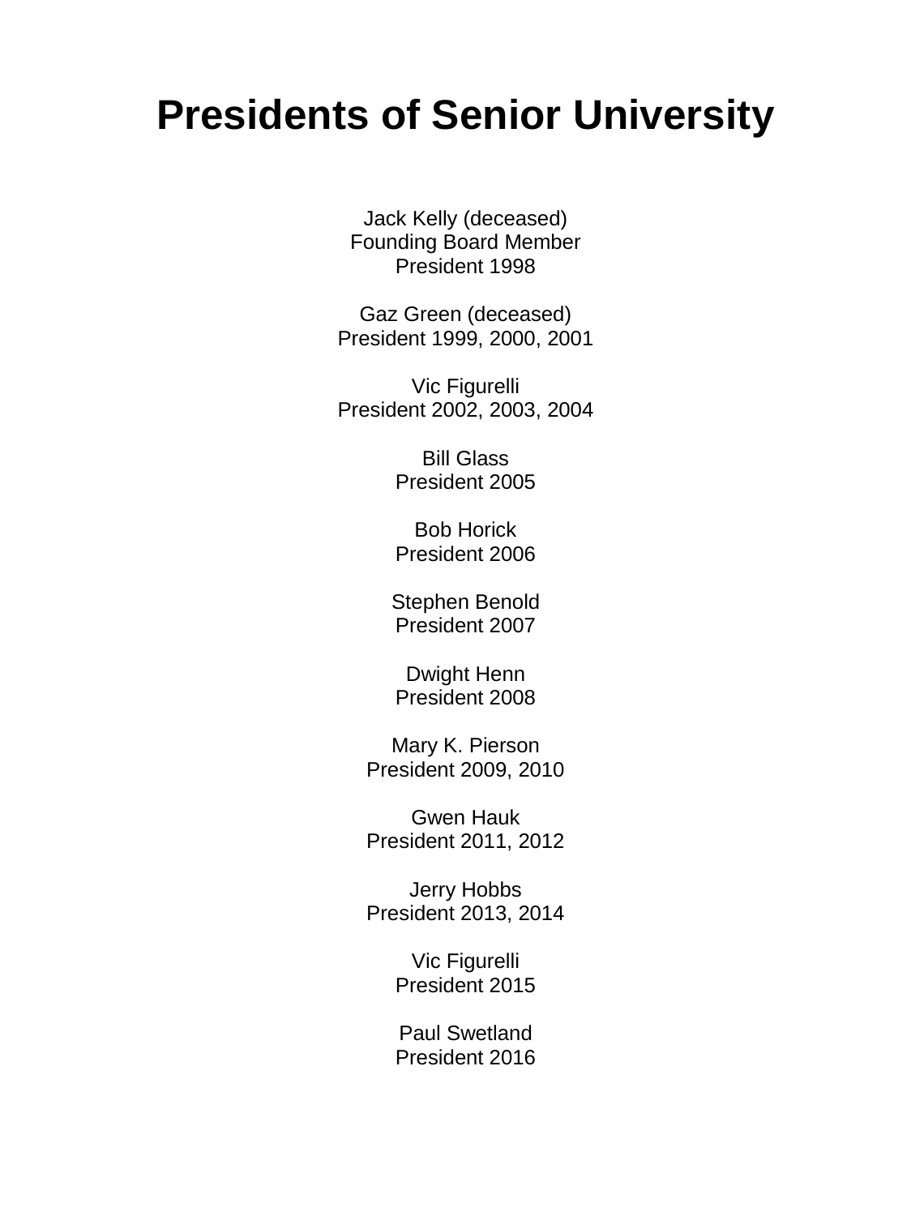# Presidents of Senior University

Jack Kelly (deceased)
Founding Board Member
President 1998

Gaz Green (deceased)
President 1999, 2000, 2001

Vic Figurelli
President 2002, 2003, 2004

Bill Glass
President 2005

Bob Horick
President 2006

Stephen Benold
President 2007

Dwight Henn
President 2008

Mary K. Pierson
President 2009, 2010

Gwen Hauk
President 2011, 2012

Jerry Hobbs
President 2013, 2014

Vic Figurelli
President 2015

Paul Swetland
President 2016